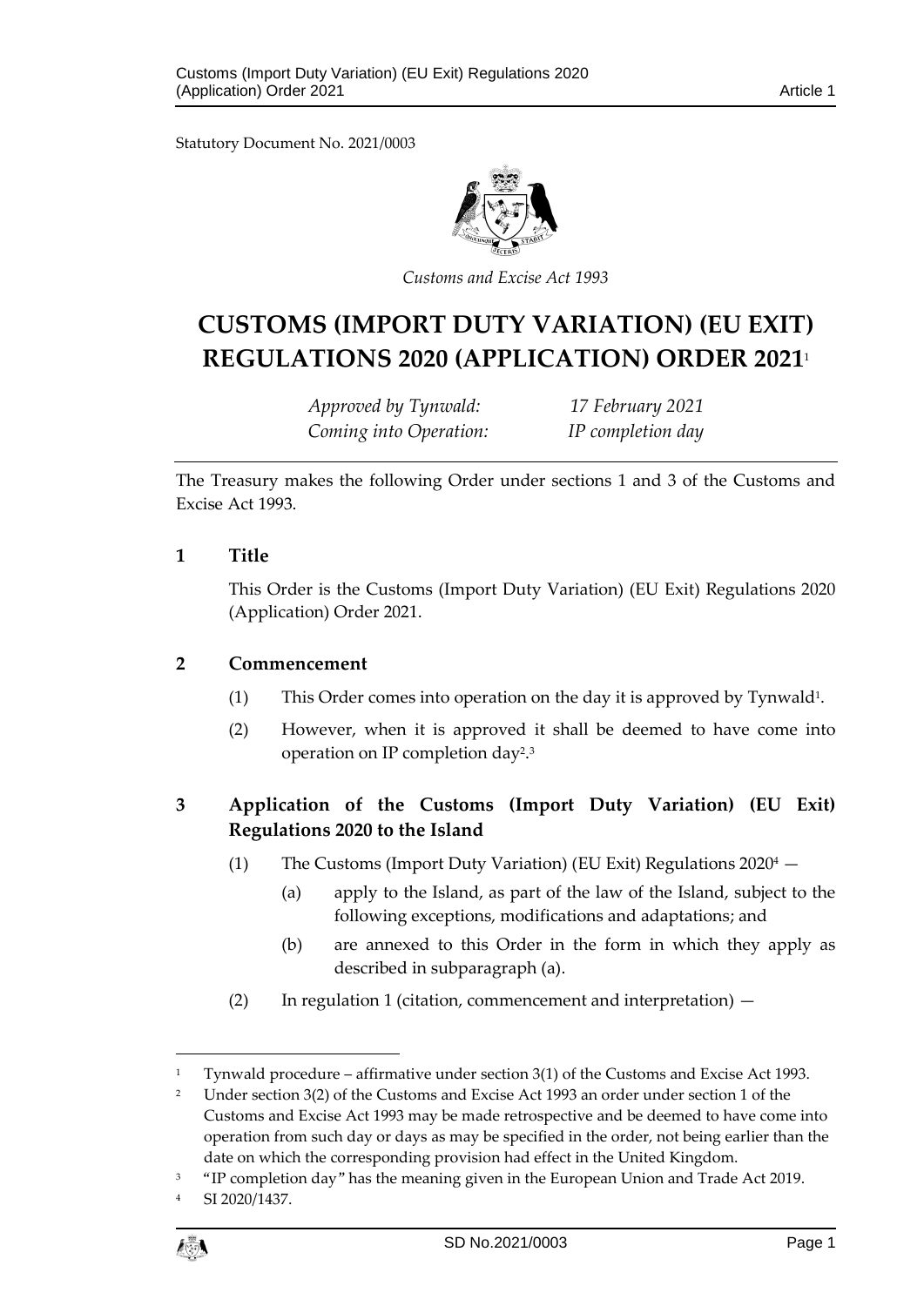Statutory Document No. 2021/0003

*Customs and Excise Act 1993*

# CUSTOMS (IMPORT DUTY VARIATION) (EU EXIT) REGULATIONS 2020 (APPLICATION) ORDER 2021[1]

*Approved by Tynwald:* *17 February 2021*
*Coming into Operation:* *IP completion day*

The Treasury makes the following Order under sections 1 and 3 of the Customs and Excise Act 1993.

## 1 Title

This Order is the Customs (Import Duty Variation) (EU Exit) Regulations 2020 (Application) Order 2021.

## 2 Commencement

(1) This Order comes into operation on the day it is approved by Tynwald[1].

(2) However, when it is approved it shall be deemed to have come into operation on IP completion day[2].[3]

## 3 Application of the Customs (Import Duty Variation) (EU Exit) Regulations 2020 to the Island

(1) The Customs (Import Duty Variation) (EU Exit) Regulations 2020[4] —

(a) apply to the Island, as part of the law of the Island, subject to the following exceptions, modifications and adaptations; and

(b) are annexed to this Order in the form in which they apply as described in subparagraph (a).

(2) In regulation 1 (citation, commencement and interpretation) —

---

[1] Tynwald procedure – affirmative under section 3(1) of the Customs and Excise Act 1993.

[2] Under section 3(2) of the Customs and Excise Act 1993 an order under section 1 of the Customs and Excise Act 1993 may be made retrospective and be deemed to have come into operation from such day or days as may be specified in the order, not being earlier than the date on which the corresponding provision had effect in the United Kingdom.

[3] "IP completion day" has the meaning given in the European Union and Trade Act 2019.

[4] SI 2020/1437.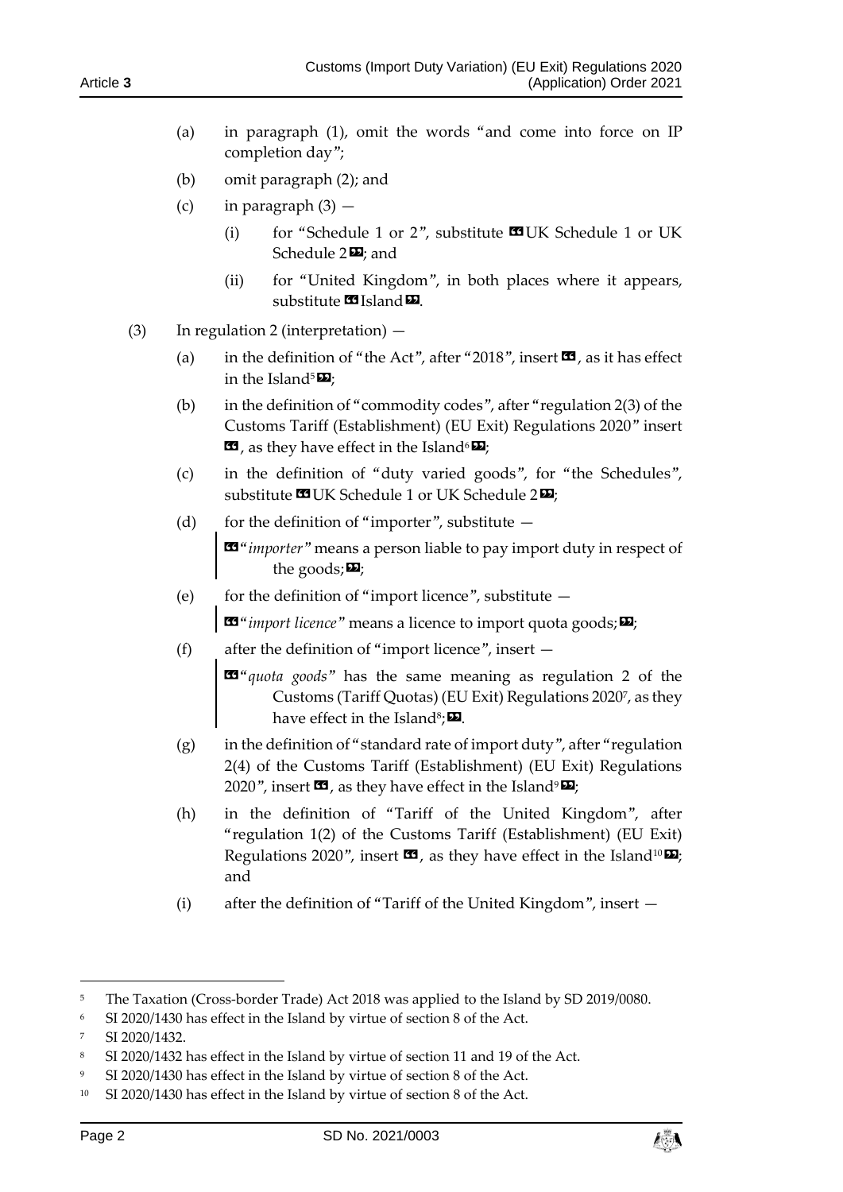(a) in paragraph (1), omit the words "and come into force on IP completion day";

(b) omit paragraph (2); and

(c) in paragraph (3) —

(i) for "Schedule 1 or 2", substitute «UK Schedule 1 or UK Schedule 2»; and

(ii) for "United Kingdom", in both places where it appears, substitute «Island».

(3) In regulation 2 (interpretation) —

(a) in the definition of "the Act", after "2018", insert «, as it has effect in the Island[5]»;

(b) in the definition of "commodity codes", after "regulation 2(3) of the Customs Tariff (Establishment) (EU Exit) Regulations 2020" insert «, as they have effect in the Island[6]»;

(c) in the definition of "duty varied goods", for "the Schedules", substitute «UK Schedule 1 or UK Schedule 2»;

(d) for the definition of "importer", substitute —

> «"*importer*" means a person liable to pay import duty in respect of the goods;»;

(e) for the definition of "import licence", substitute —

> «"*import licence*" means a licence to import quota goods;»;

(f) after the definition of "import licence", insert —

> «"*quota goods*" has the same meaning as regulation 2 of the Customs (Tariff Quotas) (EU Exit) Regulations 2020[7], as they have effect in the Island[8];».

(g) in the definition of "standard rate of import duty", after "regulation 2(4) of the Customs Tariff (Establishment) (EU Exit) Regulations 2020", insert «, as they have effect in the Island[9]»;

(h) in the definition of "Tariff of the United Kingdom", after "regulation 1(2) of the Customs Tariff (Establishment) (EU Exit) Regulations 2020", insert «, as they have effect in the Island[10]»; and

(i) after the definition of "Tariff of the United Kingdom", insert —

---

[5] The Taxation (Cross-border Trade) Act 2018 was applied to the Island by SD 2019/0080.

[6] SI 2020/1430 has effect in the Island by virtue of section 8 of the Act.

[7] SI 2020/1432.

[8] SI 2020/1432 has effect in the Island by virtue of section 11 and 19 of the Act.

[9] SI 2020/1430 has effect in the Island by virtue of section 8 of the Act.

[10] SI 2020/1430 has effect in the Island by virtue of section 8 of the Act.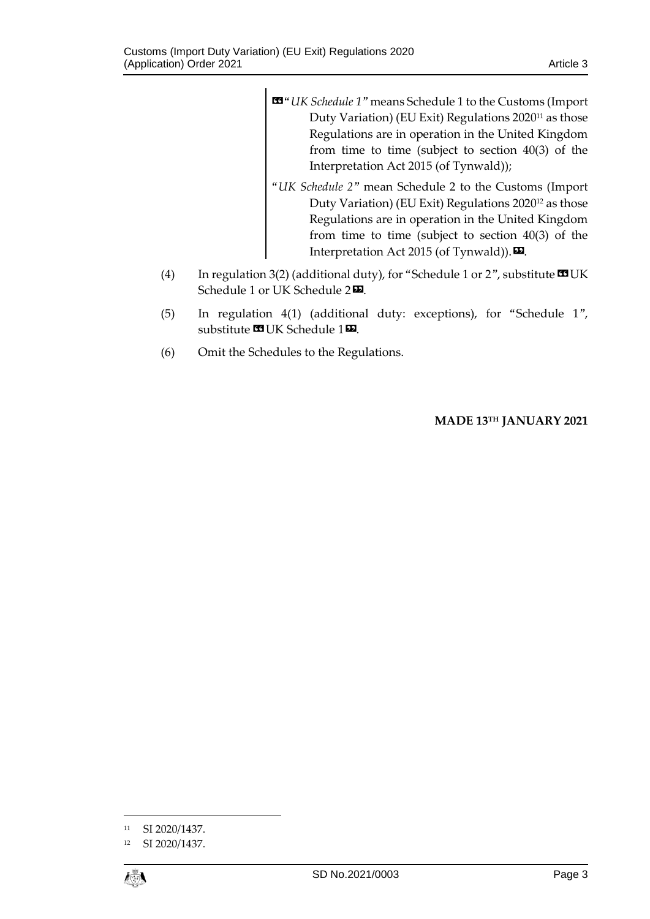«"*UK Schedule 1*" means Schedule 1 to the Customs (Import Duty Variation) (EU Exit) Regulations 2020[11] as those Regulations are in operation in the United Kingdom from time to time (subject to section 40(3) of the Interpretation Act 2015 (of Tynwald));

"*UK Schedule 2*" mean Schedule 2 to the Customs (Import Duty Variation) (EU Exit) Regulations 2020[12] as those Regulations are in operation in the United Kingdom from time to time (subject to section 40(3) of the Interpretation Act 2015 (of Tynwald)).».

(4) In regulation 3(2) (additional duty), for "Schedule 1 or 2", substitute «UK Schedule 1 or UK Schedule 2».

(5) In regulation 4(1) (additional duty: exceptions), for "Schedule 1", substitute «UK Schedule 1».

(6) Omit the Schedules to the Regulations.

**MADE 13TH JANUARY 2021**

---

[11] SI 2020/1437.

[12] SI 2020/1437.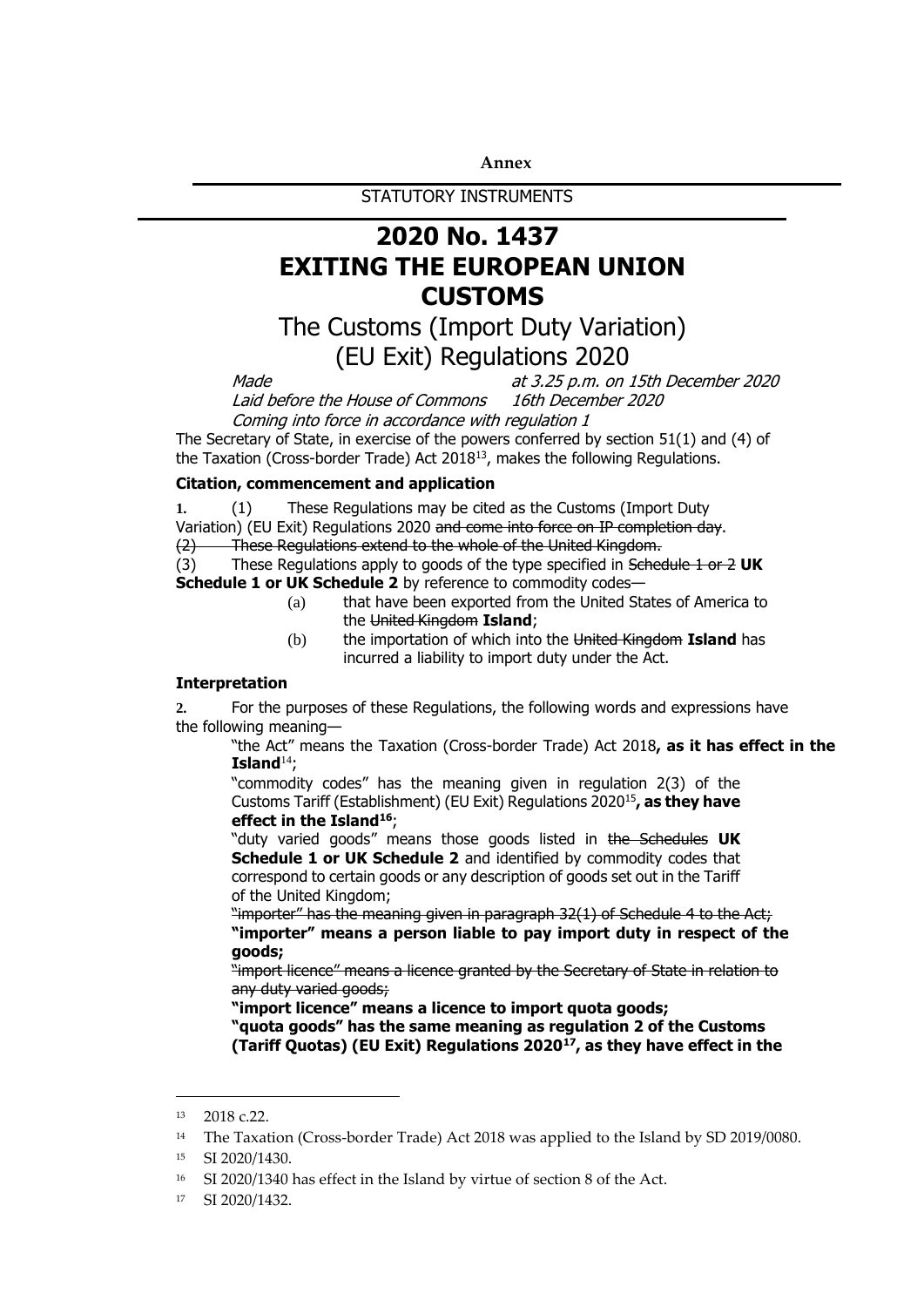**Annex**

STATUTORY INSTRUMENTS

# 2020 No. 1437
# EXITING THE EUROPEAN UNION
# CUSTOMS

## The Customs (Import Duty Variation) (EU Exit) Regulations 2020

*Made* *at 3.25 p.m. on 15th December 2020*

*Laid before the House of Commons* *16th December 2020*

*Coming into force in accordance with regulation 1*

The Secretary of State, in exercise of the powers conferred by section 51(1) and (4) of the Taxation (Cross-border Trade) Act 2018[13], makes the following Regulations.

**Citation, commencement and application**

**1.** (1) These Regulations may be cited as the Customs (Import Duty Variation) (EU Exit) Regulations 2020 ~~and come into force on IP completion day~~.

~~(2) These Regulations extend to the whole of the United Kingdom.~~

(3) These Regulations apply to goods of the type specified in ~~Schedule 1 or 2~~ **UK Schedule 1 or UK Schedule 2** by reference to commodity codes—

(a) that have been exported from the United States of America to the ~~United Kingdom~~ **Island**;

(b) the importation of which into the ~~United Kingdom~~ **Island** has incurred a liability to import duty under the Act.

**Interpretation**

**2.** For the purposes of these Regulations, the following words and expressions have the following meaning—

"the Act" means the Taxation (Cross-border Trade) Act 2018**, as it has effect in the Island**[14];

"commodity codes" has the meaning given in regulation 2(3) of the Customs Tariff (Establishment) (EU Exit) Regulations 2020[15]**, as they have effect in the Island[16]**;

"duty varied goods" means those goods listed in ~~the Schedules~~ **UK Schedule 1 or UK Schedule 2** and identified by commodity codes that correspond to certain goods or any description of goods set out in the Tariff of the United Kingdom;

~~"importer" has the meaning given in paragraph 32(1) of Schedule 4 to the Act;~~

**"importer" means a person liable to pay import duty in respect of the goods;**

~~"import licence" means a licence granted by the Secretary of State in relation to any duty varied goods;~~

**"import licence" means a licence to import quota goods;**

**"quota goods" has the same meaning as regulation 2 of the Customs (Tariff Quotas) (EU Exit) Regulations 2020[17], as they have effect in the**

---

[13] 2018 c.22.

[14] The Taxation (Cross-border Trade) Act 2018 was applied to the Island by SD 2019/0080.

[15] SI 2020/1430.

[16] SI 2020/1340 has effect in the Island by virtue of section 8 of the Act.

[17] SI 2020/1432.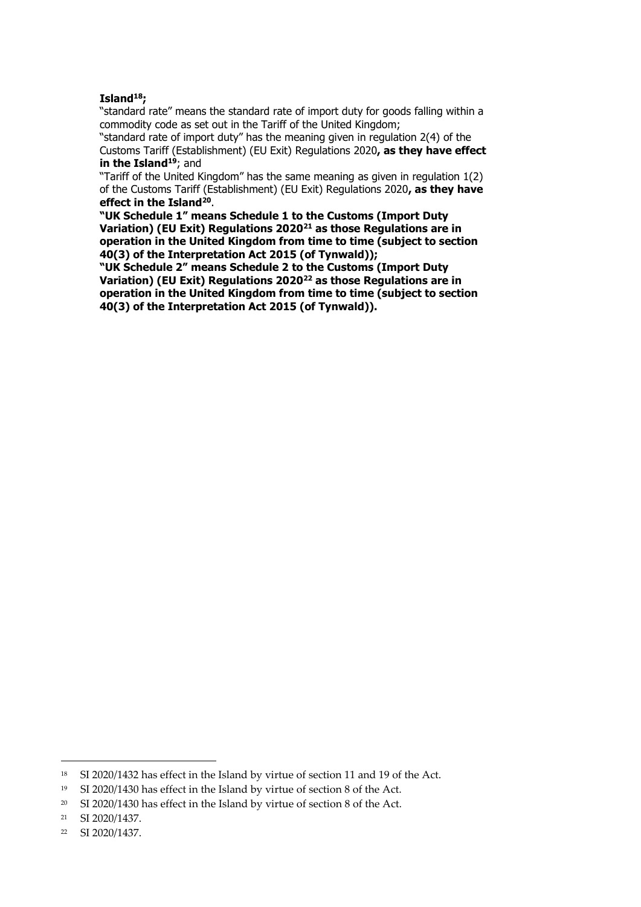**Island[18];**

"standard rate" means the standard rate of import duty for goods falling within a commodity code as set out in the Tariff of the United Kingdom;

"standard rate of import duty" has the meaning given in regulation 2(4) of the Customs Tariff (Establishment) (EU Exit) Regulations 2020**, as they have effect in the Island[19]**; and

"Tariff of the United Kingdom" has the same meaning as given in regulation 1(2) of the Customs Tariff (Establishment) (EU Exit) Regulations 2020**, as they have effect in the Island[20]**.

**"UK Schedule 1" means Schedule 1 to the Customs (Import Duty Variation) (EU Exit) Regulations 2020[21] as those Regulations are in operation in the United Kingdom from time to time (subject to section 40(3) of the Interpretation Act 2015 (of Tynwald));**

**"UK Schedule 2" means Schedule 2 to the Customs (Import Duty Variation) (EU Exit) Regulations 2020[22] as those Regulations are in operation in the United Kingdom from time to time (subject to section 40(3) of the Interpretation Act 2015 (of Tynwald)).**

---

[18] SI 2020/1432 has effect in the Island by virtue of section 11 and 19 of the Act.

[19] SI 2020/1430 has effect in the Island by virtue of section 8 of the Act.

[20] SI 2020/1430 has effect in the Island by virtue of section 8 of the Act.

[21] SI 2020/1437.

[22] SI 2020/1437.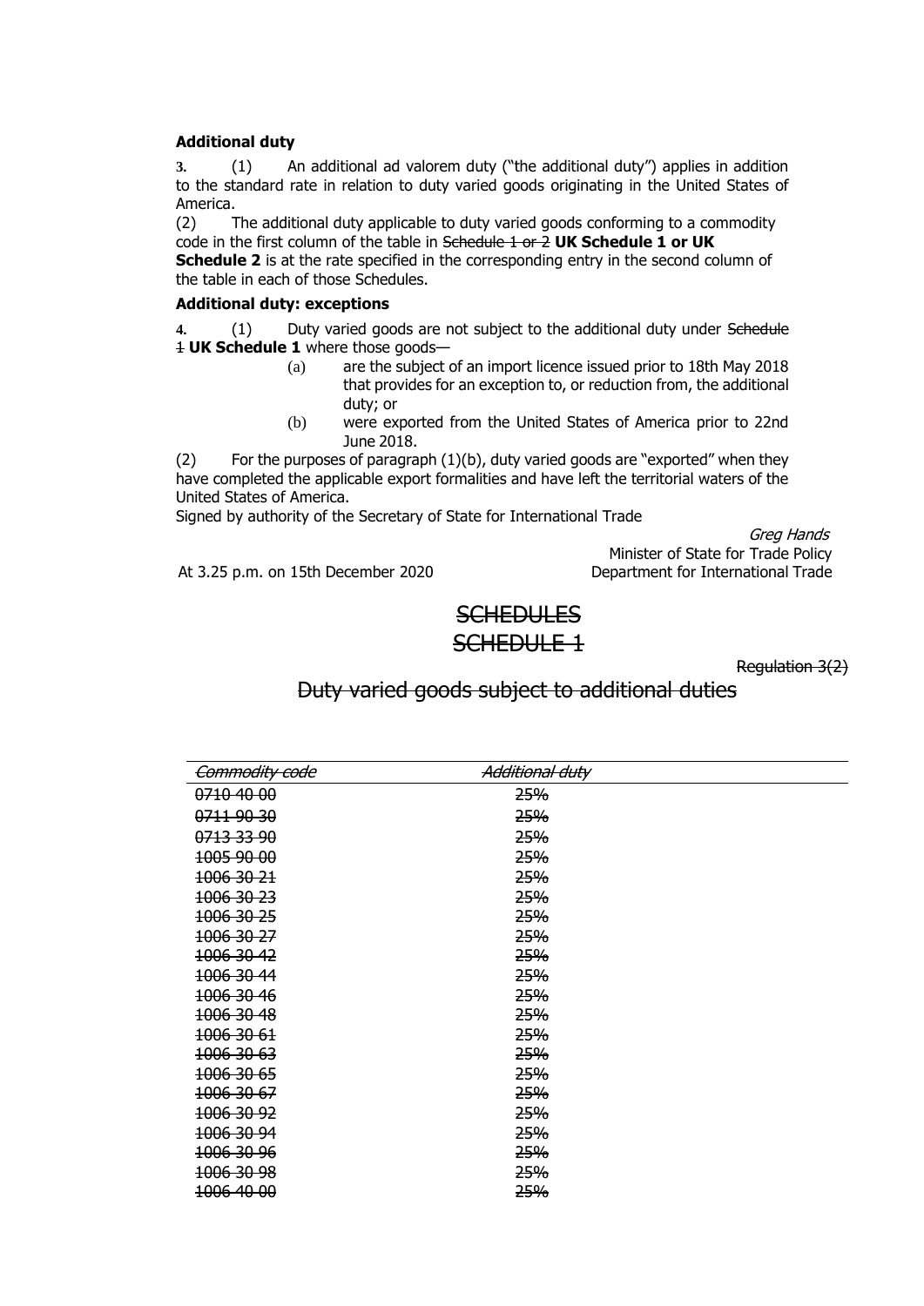**Additional duty**

**3.** (1) An additional ad valorem duty ("the additional duty") applies in addition to the standard rate in relation to duty varied goods originating in the United States of America.

(2) The additional duty applicable to duty varied goods conforming to a commodity code in the first column of the table in ~~Schedule 1 or 2~~ **UK Schedule 1 or UK Schedule 2** is at the rate specified in the corresponding entry in the second column of the table in each of those Schedules.

**Additional duty: exceptions**

**4.** (1) Duty varied goods are not subject to the additional duty under ~~Schedule 1~~ **UK Schedule 1** where those goods—

(a) are the subject of an import licence issued prior to 18th May 2018 that provides for an exception to, or reduction from, the additional duty; or

(b) were exported from the United States of America prior to 22nd June 2018.

(2) For the purposes of paragraph (1)(b), duty varied goods are "exported" when they have completed the applicable export formalities and have left the territorial waters of the United States of America.

Signed by authority of the Secretary of State for International Trade

*Greg Hands*
Minister of State for Trade Policy
Department for International Trade

At 3.25 p.m. on 15th December 2020

# ~~SCHEDULES~~

## ~~SCHEDULE 1~~

~~Regulation 3(2)~~

## ~~Duty varied goods subject to additional duties~~

| ~~*Commodity code*~~ | ~~*Additional duty*~~ |
|---|---|
| ~~0710 40 00~~ | ~~25%~~ |
| ~~0711 90 30~~ | ~~25%~~ |
| ~~0713 33 90~~ | ~~25%~~ |
| ~~1005 90 00~~ | ~~25%~~ |
| ~~1006 30 21~~ | ~~25%~~ |
| ~~1006 30 23~~ | ~~25%~~ |
| ~~1006 30 25~~ | ~~25%~~ |
| ~~1006 30 27~~ | ~~25%~~ |
| ~~1006 30 42~~ | ~~25%~~ |
| ~~1006 30 44~~ | ~~25%~~ |
| ~~1006 30 46~~ | ~~25%~~ |
| ~~1006 30 48~~ | ~~25%~~ |
| ~~1006 30 61~~ | ~~25%~~ |
| ~~1006 30 63~~ | ~~25%~~ |
| ~~1006 30 65~~ | ~~25%~~ |
| ~~1006 30 67~~ | ~~25%~~ |
| ~~1006 30 92~~ | ~~25%~~ |
| ~~1006 30 94~~ | ~~25%~~ |
| ~~1006 30 96~~ | ~~25%~~ |
| ~~1006 30 98~~ | ~~25%~~ |
| ~~1006 40 00~~ | ~~25%~~ |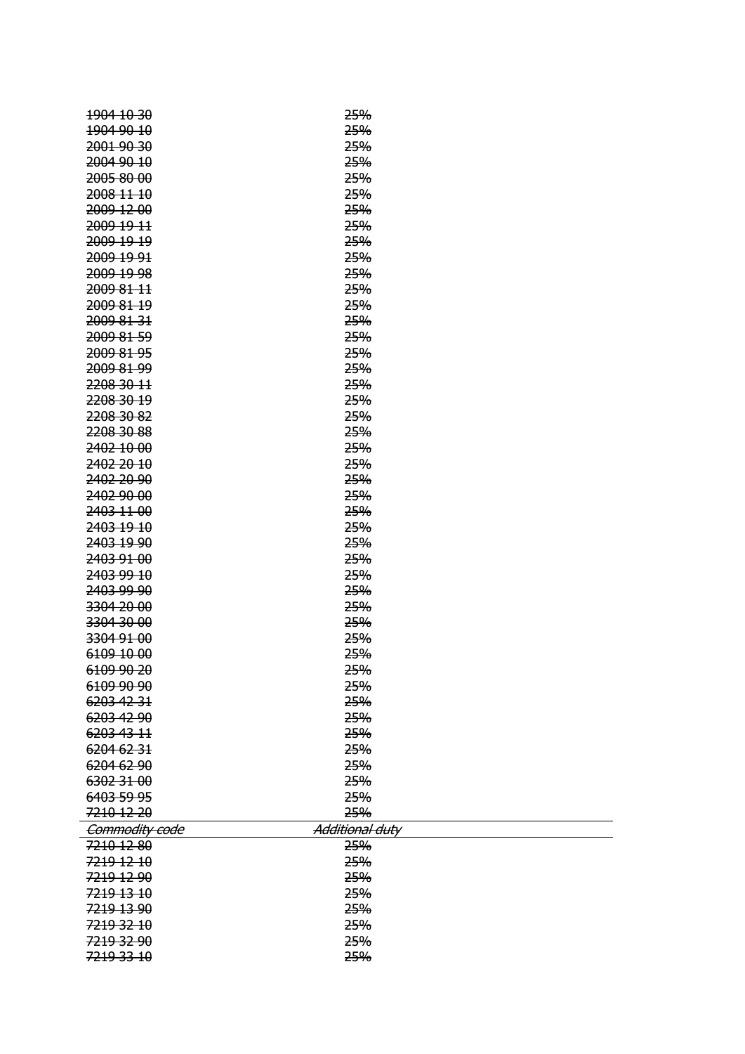| ~~*Commodity code*~~ | ~~*Additional duty*~~ |
|---|---|
| ~~1904 10 30~~ | ~~25%~~ |
| ~~1904 90 10~~ | ~~25%~~ |
| ~~2001 90 30~~ | ~~25%~~ |
| ~~2004 90 10~~ | ~~25%~~ |
| ~~2005 80 00~~ | ~~25%~~ |
| ~~2008 11 10~~ | ~~25%~~ |
| ~~2009 12 00~~ | ~~25%~~ |
| ~~2009 19 11~~ | ~~25%~~ |
| ~~2009 19 19~~ | ~~25%~~ |
| ~~2009 19 91~~ | ~~25%~~ |
| ~~2009 19 98~~ | ~~25%~~ |
| ~~2009 81 11~~ | ~~25%~~ |
| ~~2009 81 19~~ | ~~25%~~ |
| ~~2009 81 31~~ | ~~25%~~ |
| ~~2009 81 59~~ | ~~25%~~ |
| ~~2009 81 95~~ | ~~25%~~ |
| ~~2009 81 99~~ | ~~25%~~ |
| ~~2208 30 11~~ | ~~25%~~ |
| ~~2208 30 19~~ | ~~25%~~ |
| ~~2208 30 82~~ | ~~25%~~ |
| ~~2208 30 88~~ | ~~25%~~ |
| ~~2402 10 00~~ | ~~25%~~ |
| ~~2402 20 10~~ | ~~25%~~ |
| ~~2402 20 90~~ | ~~25%~~ |
| ~~2402 90 00~~ | ~~25%~~ |
| ~~2403 11 00~~ | ~~25%~~ |
| ~~2403 19 10~~ | ~~25%~~ |
| ~~2403 19 90~~ | ~~25%~~ |
| ~~2403 91 00~~ | ~~25%~~ |
| ~~2403 99 10~~ | ~~25%~~ |
| ~~2403 99 90~~ | ~~25%~~ |
| ~~3304 20 00~~ | ~~25%~~ |
| ~~3304 30 00~~ | ~~25%~~ |
| ~~3304 91 00~~ | ~~25%~~ |
| ~~6109 10 00~~ | ~~25%~~ |
| ~~6109 90 20~~ | ~~25%~~ |
| ~~6109 90 90~~ | ~~25%~~ |
| ~~6203 42 31~~ | ~~25%~~ |
| ~~6203 42 90~~ | ~~25%~~ |
| ~~6203 43 11~~ | ~~25%~~ |
| ~~6204 62 31~~ | ~~25%~~ |
| ~~6204 62 90~~ | ~~25%~~ |
| ~~6302 31 00~~ | ~~25%~~ |
| ~~6403 59 95~~ | ~~25%~~ |
| ~~7210 12 20~~ | ~~25%~~ |
| ~~7210 12 80~~ | ~~25%~~ |
| ~~7219 12 10~~ | ~~25%~~ |
| ~~7219 12 90~~ | ~~25%~~ |
| ~~7219 13 10~~ | ~~25%~~ |
| ~~7219 13 90~~ | ~~25%~~ |
| ~~7219 32 10~~ | ~~25%~~ |
| ~~7219 32 90~~ | ~~25%~~ |
| ~~7219 33 10~~ | ~~25%~~ |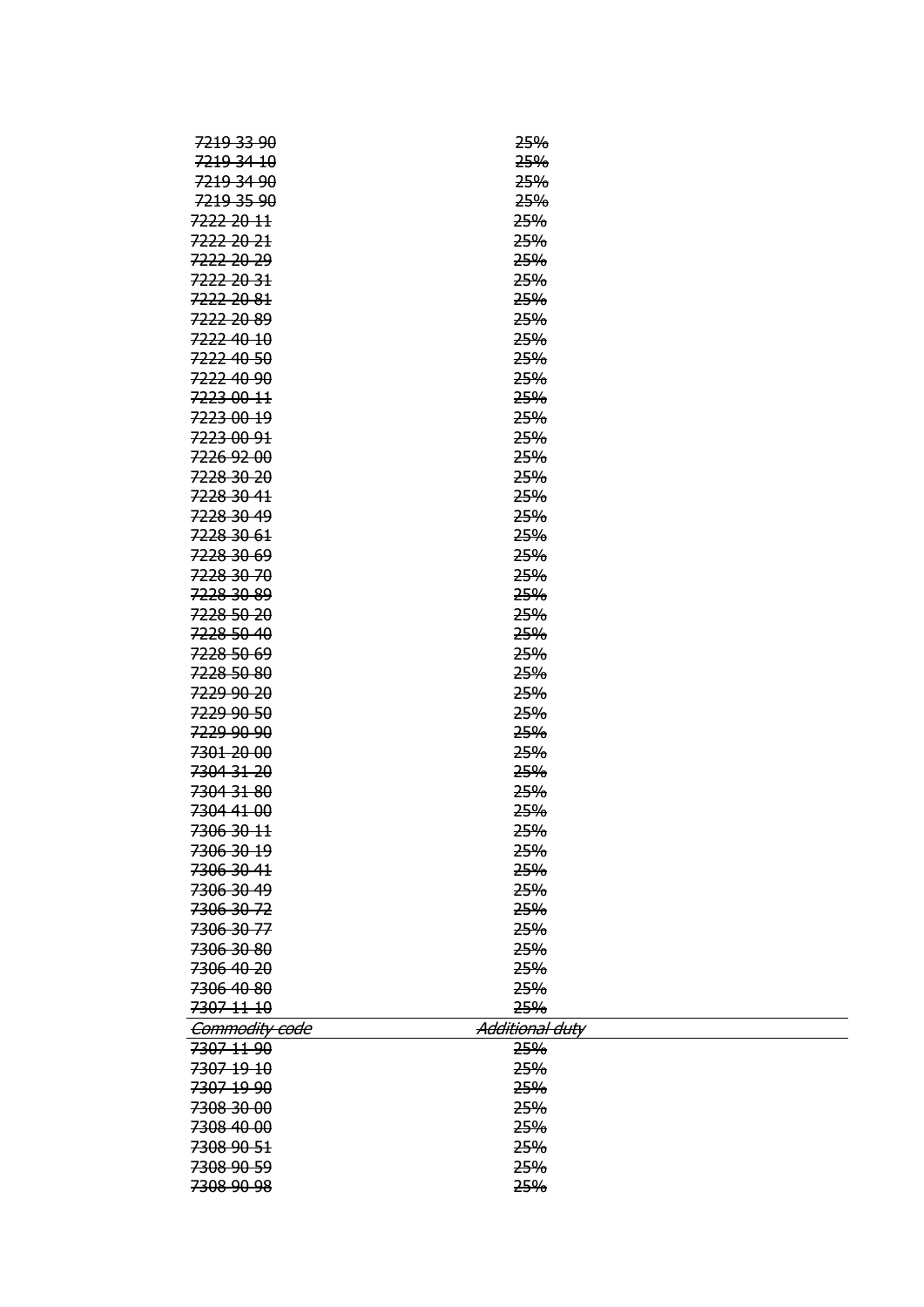| | |
|---|---|
| ~~7219 33 90~~ | ~~25%~~ |
| ~~7219 34 10~~ | ~~25%~~ |
| ~~7219 34 90~~ | ~~25%~~ |
| ~~7219 35 90~~ | ~~25%~~ |
| ~~7222 20 11~~ | ~~25%~~ |
| ~~7222 20 21~~ | ~~25%~~ |
| ~~7222 20 29~~ | ~~25%~~ |
| ~~7222 20 31~~ | ~~25%~~ |
| ~~7222 20 81~~ | ~~25%~~ |
| ~~7222 20 89~~ | ~~25%~~ |
| ~~7222 40 10~~ | ~~25%~~ |
| ~~7222 40 50~~ | ~~25%~~ |
| ~~7222 40 90~~ | ~~25%~~ |
| ~~7223 00 11~~ | ~~25%~~ |
| ~~7223 00 19~~ | ~~25%~~ |
| ~~7223 00 91~~ | ~~25%~~ |
| ~~7226 92 00~~ | ~~25%~~ |
| ~~7228 30 20~~ | ~~25%~~ |
| ~~7228 30 41~~ | ~~25%~~ |
| ~~7228 30 49~~ | ~~25%~~ |
| ~~7228 30 61~~ | ~~25%~~ |
| ~~7228 30 69~~ | ~~25%~~ |
| ~~7228 30 70~~ | ~~25%~~ |
| ~~7228 30 89~~ | ~~25%~~ |
| ~~7228 50 20~~ | ~~25%~~ |
| ~~7228 50 40~~ | ~~25%~~ |
| ~~7228 50 69~~ | ~~25%~~ |
| ~~7228 50 80~~ | ~~25%~~ |
| ~~7229 90 20~~ | ~~25%~~ |
| ~~7229 90 50~~ | ~~25%~~ |
| ~~7229 90 90~~ | ~~25%~~ |
| ~~7301 20 00~~ | ~~25%~~ |
| ~~7304 31 20~~ | ~~25%~~ |
| ~~7304 31 80~~ | ~~25%~~ |
| ~~7304 41 00~~ | ~~25%~~ |
| ~~7306 30 11~~ | ~~25%~~ |
| ~~7306 30 19~~ | ~~25%~~ |
| ~~7306 30 41~~ | ~~25%~~ |
| ~~7306 30 49~~ | ~~25%~~ |
| ~~7306 30 72~~ | ~~25%~~ |
| ~~7306 30 77~~ | ~~25%~~ |
| ~~7306 30 80~~ | ~~25%~~ |
| ~~7306 40 20~~ | ~~25%~~ |
| ~~7306 40 80~~ | ~~25%~~ |
| ~~7307 11 10~~ | ~~25%~~ |

| ~~*Commodity code*~~ | ~~*Additional duty*~~ |
|---|---|
| ~~7307 11 90~~ | ~~25%~~ |
| ~~7307 19 10~~ | ~~25%~~ |
| ~~7307 19 90~~ | ~~25%~~ |
| ~~7308 30 00~~ | ~~25%~~ |
| ~~7308 40 00~~ | ~~25%~~ |
| ~~7308 90 51~~ | ~~25%~~ |
| ~~7308 90 59~~ | ~~25%~~ |
| ~~7308 90 98~~ | ~~25%~~ |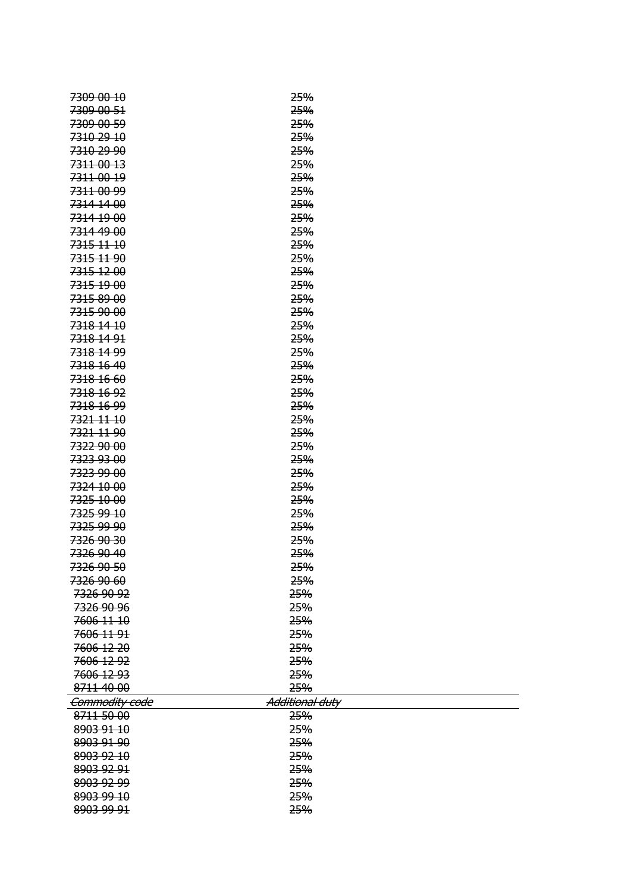| | |
|---|---|
| ~~7309 00 10~~ | ~~25%~~ |
| ~~7309 00 51~~ | ~~25%~~ |
| ~~7309 00 59~~ | ~~25%~~ |
| ~~7310 29 10~~ | ~~25%~~ |
| ~~7310 29 90~~ | ~~25%~~ |
| ~~7311 00 13~~ | ~~25%~~ |
| ~~7311 00 19~~ | ~~25%~~ |
| ~~7311 00 99~~ | ~~25%~~ |
| ~~7314 14 00~~ | ~~25%~~ |
| ~~7314 19 00~~ | ~~25%~~ |
| ~~7314 49 00~~ | ~~25%~~ |
| ~~7315 11 10~~ | ~~25%~~ |
| ~~7315 11 90~~ | ~~25%~~ |
| ~~7315 12 00~~ | ~~25%~~ |
| ~~7315 19 00~~ | ~~25%~~ |
| ~~7315 89 00~~ | ~~25%~~ |
| ~~7315 90 00~~ | ~~25%~~ |
| ~~7318 14 10~~ | ~~25%~~ |
| ~~7318 14 91~~ | ~~25%~~ |
| ~~7318 14 99~~ | ~~25%~~ |
| ~~7318 16 40~~ | ~~25%~~ |
| ~~7318 16 60~~ | ~~25%~~ |
| ~~7318 16 92~~ | ~~25%~~ |
| ~~7318 16 99~~ | ~~25%~~ |
| ~~7321 11 10~~ | ~~25%~~ |
| ~~7321 11 90~~ | ~~25%~~ |
| ~~7322 90 00~~ | ~~25%~~ |
| ~~7323 93 00~~ | ~~25%~~ |
| ~~7323 99 00~~ | ~~25%~~ |
| ~~7324 10 00~~ | ~~25%~~ |
| ~~7325 10 00~~ | ~~25%~~ |
| ~~7325 99 10~~ | ~~25%~~ |
| ~~7325 99 90~~ | ~~25%~~ |
| ~~7326 90 30~~ | ~~25%~~ |
| ~~7326 90 40~~ | ~~25%~~ |
| ~~7326 90 50~~ | ~~25%~~ |
| ~~7326 90 60~~ | ~~25%~~ |
| ~~7326 90 92~~ | ~~25%~~ |
| ~~7326 90 96~~ | ~~25%~~ |
| ~~7606 11 10~~ | ~~25%~~ |
| ~~7606 11 91~~ | ~~25%~~ |
| ~~7606 12 20~~ | ~~25%~~ |
| ~~7606 12 92~~ | ~~25%~~ |
| ~~7606 12 93~~ | ~~25%~~ |
| ~~8711 40 00~~ | ~~25%~~ |

| *~~Commodity code~~* | *~~Additional duty~~* |
|---|---|
| ~~8711 50 00~~ | ~~25%~~ |
| ~~8903 91 10~~ | ~~25%~~ |
| ~~8903 91 90~~ | ~~25%~~ |
| ~~8903 92 10~~ | ~~25%~~ |
| ~~8903 92 91~~ | ~~25%~~ |
| ~~8903 92 99~~ | ~~25%~~ |
| ~~8903 99 10~~ | ~~25%~~ |
| ~~8903 99 91~~ | ~~25%~~ |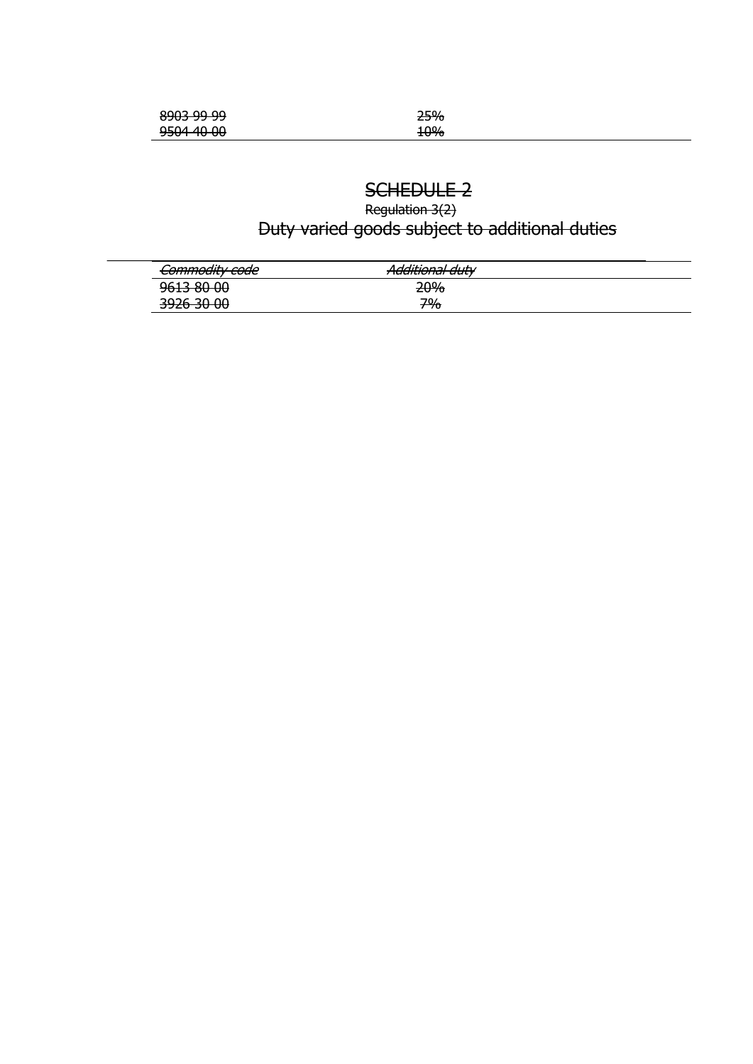| | |
|---|---|
| ~~8903 99 99~~ | ~~25%~~ |
| ~~9504 40 00~~ | ~~10%~~ |

# ~~SCHEDULE 2~~

~~Regulation 3(2)~~

## ~~Duty varied goods subject to additional duties~~

| ~~*Commodity code*~~ | ~~*Additional duty*~~ |
|---|---|
| ~~9613 80 00~~ | ~~20%~~ |
| ~~3926 30 00~~ | ~~7%~~ |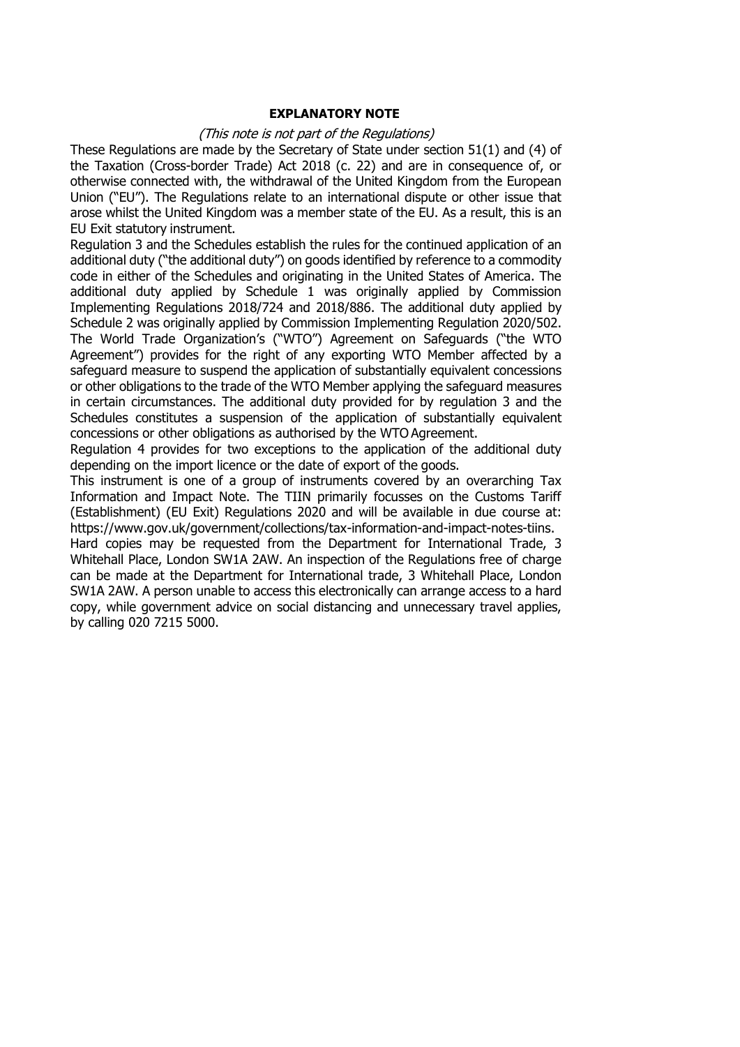## EXPLANATORY NOTE

*(This note is not part of the Regulations)*

These Regulations are made by the Secretary of State under section 51(1) and (4) of the Taxation (Cross-border Trade) Act 2018 (c. 22) and are in consequence of, or otherwise connected with, the withdrawal of the United Kingdom from the European Union ("EU"). The Regulations relate to an international dispute or other issue that arose whilst the United Kingdom was a member state of the EU. As a result, this is an EU Exit statutory instrument.

Regulation 3 and the Schedules establish the rules for the continued application of an additional duty ("the additional duty") on goods identified by reference to a commodity code in either of the Schedules and originating in the United States of America. The additional duty applied by Schedule 1 was originally applied by Commission Implementing Regulations 2018/724 and 2018/886. The additional duty applied by Schedule 2 was originally applied by Commission Implementing Regulation 2020/502. The World Trade Organization's ("WTO") Agreement on Safeguards ("the WTO Agreement") provides for the right of any exporting WTO Member affected by a safeguard measure to suspend the application of substantially equivalent concessions or other obligations to the trade of the WTO Member applying the safeguard measures in certain circumstances. The additional duty provided for by regulation 3 and the Schedules constitutes a suspension of the application of substantially equivalent concessions or other obligations as authorised by the WTO Agreement.

Regulation 4 provides for two exceptions to the application of the additional duty depending on the import licence or the date of export of the goods.

This instrument is one of a group of instruments covered by an overarching Tax Information and Impact Note. The TIIN primarily focusses on the Customs Tariff (Establishment) (EU Exit) Regulations 2020 and will be available in due course at: https://www.gov.uk/government/collections/tax-information-and-impact-notes-tiins.

Hard copies may be requested from the Department for International Trade, 3 Whitehall Place, London SW1A 2AW. An inspection of the Regulations free of charge can be made at the Department for International trade, 3 Whitehall Place, London SW1A 2AW. A person unable to access this electronically can arrange access to a hard copy, while government advice on social distancing and unnecessary travel applies, by calling 020 7215 5000.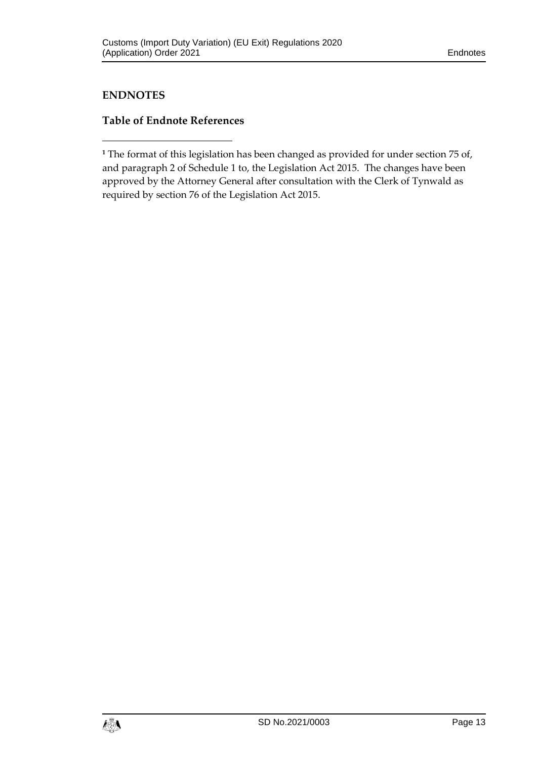## ENDNOTES

### Table of Endnote References

[1] The format of this legislation has been changed as provided for under section 75 of, and paragraph 2 of Schedule 1 to, the Legislation Act 2015. The changes have been approved by the Attorney General after consultation with the Clerk of Tynwald as required by section 76 of the Legislation Act 2015.